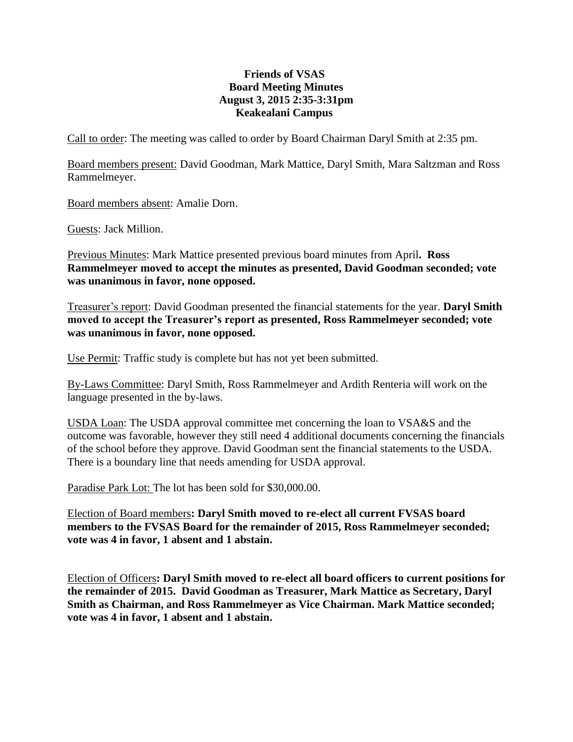**Friends of VSAS**
**Board Meeting Minutes**
**August 3, 2015 2:35-3:31pm**
**Keakealani Campus**

Call to order: The meeting was called to order by Board Chairman Daryl Smith at 2:35 pm.

Board members present: David Goodman, Mark Mattice, Daryl Smith, Mara Saltzman and Ross Rammelmeyer.

Board members absent: Amalie Dorn.

Guests: Jack Million.

Previous Minutes: Mark Mattice presented previous board minutes from April**. Ross Rammelmeyer moved to accept the minutes as presented, David Goodman seconded; vote was unanimous in favor, none opposed.**

Treasurer's report: David Goodman presented the financial statements for the year. **Daryl Smith moved to accept the Treasurer's report as presented, Ross Rammelmeyer seconded; vote was unanimous in favor, none opposed.**

Use Permit: Traffic study is complete but has not yet been submitted.

By-Laws Committee: Daryl Smith, Ross Rammelmeyer and Ardith Renteria will work on the language presented in the by-laws.

USDA Loan: The USDA approval committee met concerning the loan to VSA&S and the outcome was favorable, however they still need 4 additional documents concerning the financials of the school before they approve. David Goodman sent the financial statements to the USDA. There is a boundary line that needs amending for USDA approval.

Paradise Park Lot: The lot has been sold for $30,000.00.

Election of Board members**: Daryl Smith moved to re-elect all current FVSAS board members to the FVSAS Board for the remainder of 2015, Ross Rammelmeyer seconded; vote was 4 in favor, 1 absent and 1 abstain.**

Election of Officers**: Daryl Smith moved to re-elect all board officers to current positions for the remainder of 2015. David Goodman as Treasurer, Mark Mattice as Secretary, Daryl Smith as Chairman, and Ross Rammelmeyer as Vice Chairman. Mark Mattice seconded; vote was 4 in favor, 1 absent and 1 abstain.**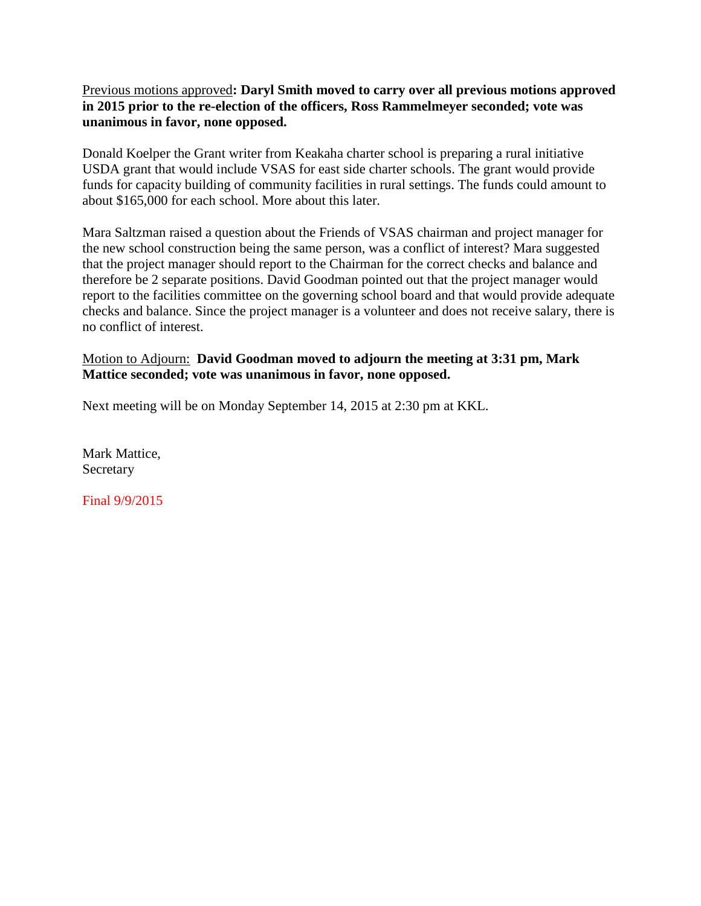Previous motions approved**: Daryl Smith moved to carry over all previous motions approved in 2015 prior to the re-election of the officers, Ross Rammelmeyer seconded; vote was unanimous in favor, none opposed.**

Donald Koelper the Grant writer from Keakaha charter school is preparing a rural initiative USDA grant that would include VSAS for east side charter schools. The grant would provide funds for capacity building of community facilities in rural settings. The funds could amount to about $165,000 for each school. More about this later.

Mara Saltzman raised a question about the Friends of VSAS chairman and project manager for the new school construction being the same person, was a conflict of interest? Mara suggested that the project manager should report to the Chairman for the correct checks and balance and therefore be 2 separate positions. David Goodman pointed out that the project manager would report to the facilities committee on the governing school board and that would provide adequate checks and balance. Since the project manager is a volunteer and does not receive salary, there is no conflict of interest.

Motion to Adjourn: **David Goodman moved to adjourn the meeting at 3:31 pm, Mark Mattice seconded; vote was unanimous in favor, none opposed.**

Next meeting will be on Monday September 14, 2015 at 2:30 pm at KKL.

Mark Mattice,
Secretary

Final 9/9/2015